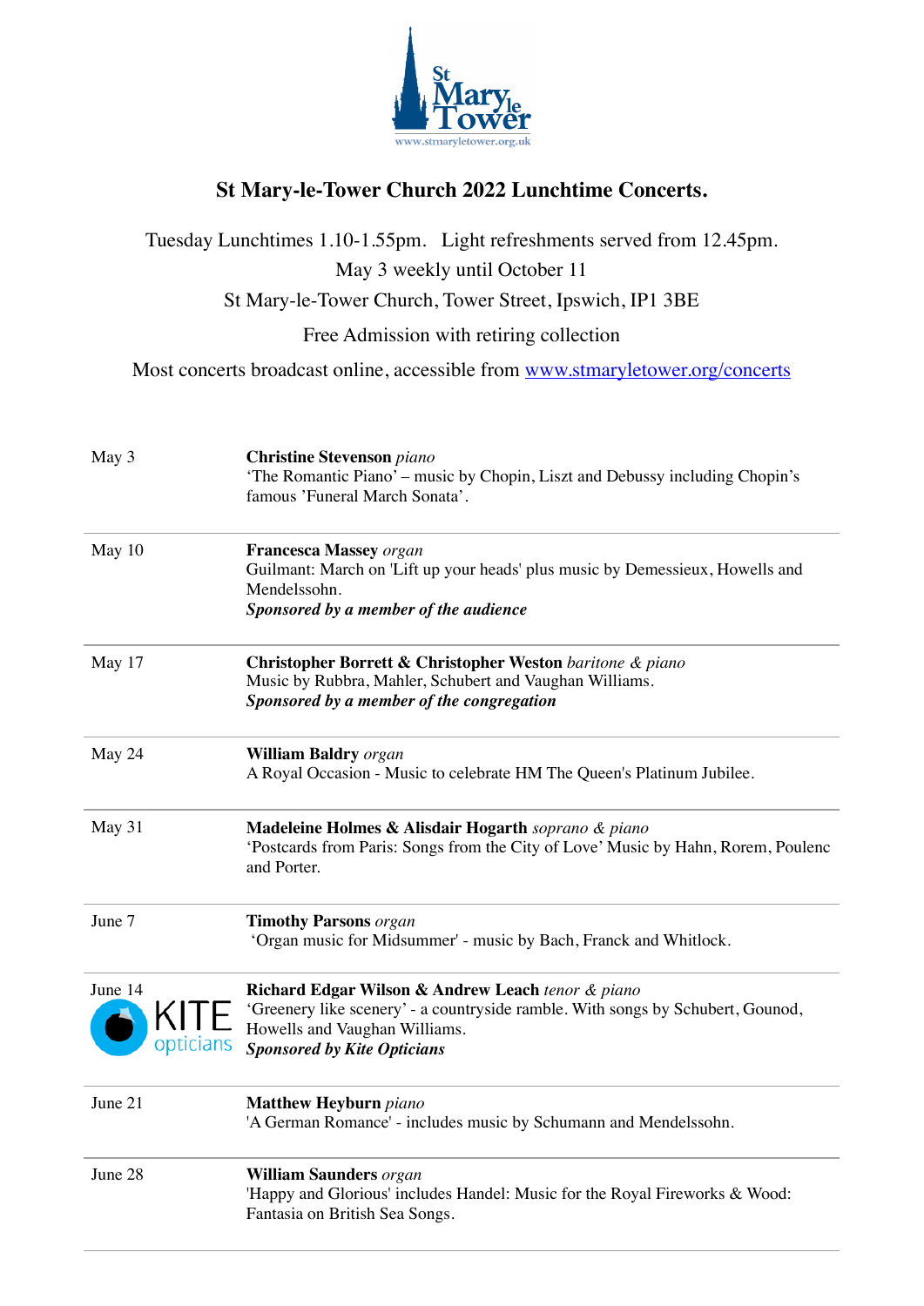St Mary le Tower
www.stmaryletower.org.uk

# St Mary-le-Tower Church 2022 Lunchtime Concerts.

Tuesday Lunchtimes 1.10-1.55pm. Light refreshments served from 12.45pm.

May 3 weekly until October 11

St Mary-le-Tower Church, Tower Street, Ipswich, IP1 3BE

Free Admission with retiring collection

Most concerts broadcast online, accessible from [www.stmaryletower.org/concerts](http://www.stmaryletower.org/concerts)

| Date | Concert |
|---|---|
| May 3 | **Christine Stevenson** *piano*<br>'The Romantic Piano' – music by Chopin, Liszt and Debussy including Chopin's famous 'Funeral March Sonata'. |
| May 10 | **Francesca Massey** *organ*<br>Guilmant: March on 'Lift up your heads' plus music by Demessieux, Howells and Mendelssohn.<br>***Sponsored by a member of the audience*** |
| May 17 | **Christopher Borrett & Christopher Weston** *baritone & piano*<br>Music by Rubbra, Mahler, Schubert and Vaughan Williams.<br>***Sponsored by a member of the congregation*** |
| May 24 | **William Baldry** *organ*<br>A Royal Occasion - Music to celebrate HM The Queen's Platinum Jubilee. |
| May 31 | **Madeleine Holmes & Alisdair Hogarth** *soprano & piano*<br>'Postcards from Paris: Songs from the City of Love' Music by Hahn, Rorem, Poulenc and Porter. |
| June 7 | **Timothy Parsons** *organ*<br>'Organ music for Midsummer' - music by Bach, Franck and Whitlock. |
| June 14<br>KITE opticians | **Richard Edgar Wilson & Andrew Leach** *tenor & piano*<br>'Greenery like scenery' - a countryside ramble. With songs by Schubert, Gounod, Howells and Vaughan Williams.<br>***Sponsored by Kite Opticians*** |
| June 21 | **Matthew Heyburn** *piano*<br>'A German Romance' - includes music by Schumann and Mendelssohn. |
| June 28 | **William Saunders** *organ*<br>'Happy and Glorious' includes Handel: Music for the Royal Fireworks & Wood: Fantasia on British Sea Songs. |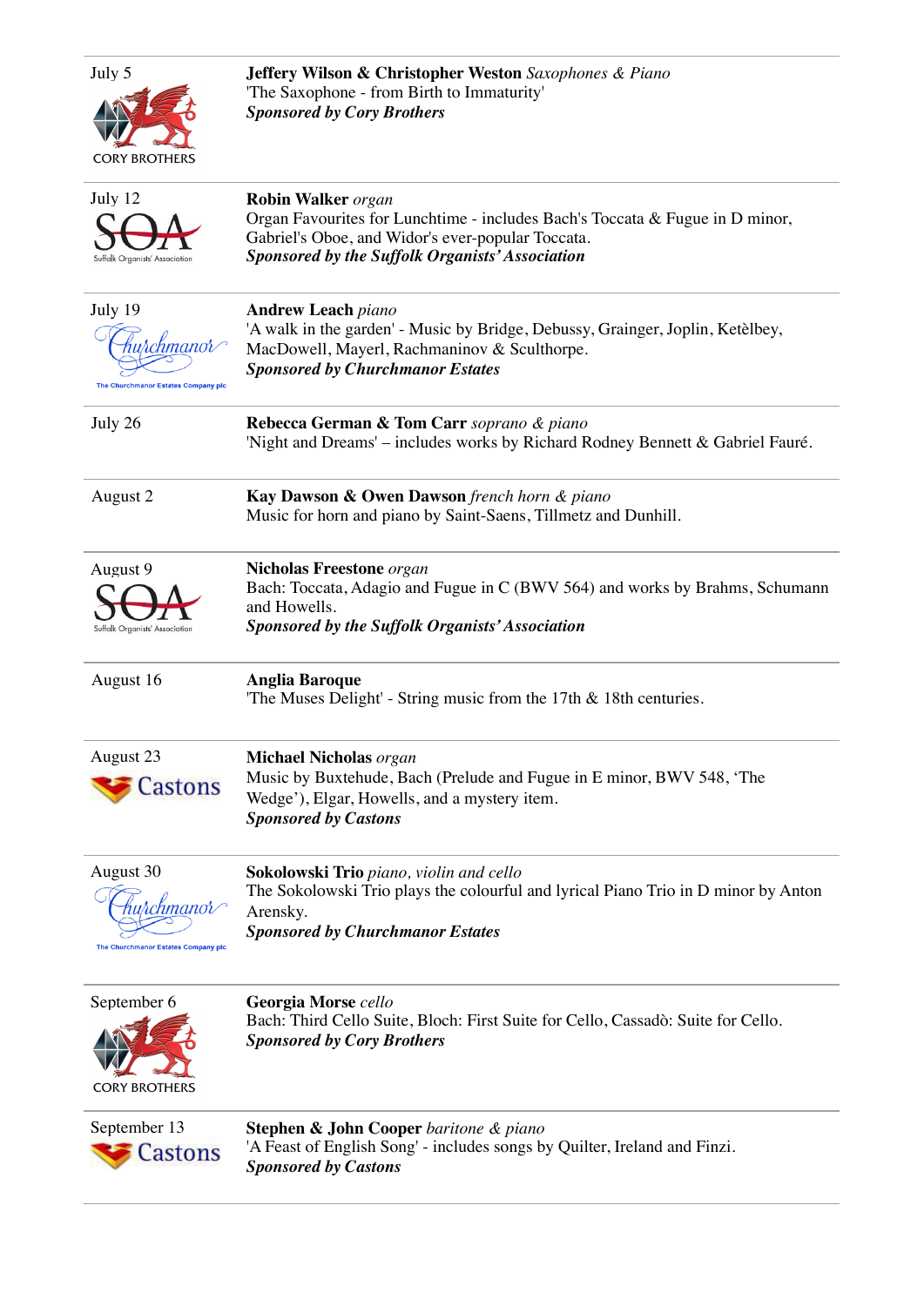| | |
|---|---|
| July 5<br>CORY BROTHERS | **Jeffery Wilson & Christopher Weston** *Saxophones & Piano*<br>'The Saxophone - from Birth to Immaturity'<br>***Sponsored by Cory Brothers*** |
| July 12<br>SOA<br>Suffolk Organists' Association | **Robin Walker** *organ*<br>Organ Favourites for Lunchtime - includes Bach's Toccata & Fugue in D minor, Gabriel's Oboe, and Widor's ever-popular Toccata.<br>***Sponsored by the Suffolk Organists' Association*** |
| July 19<br>Churchmanor<br>The Churchmanor Estates Company plc | **Andrew Leach** *piano*<br>'A walk in the garden' - Music by Bridge, Debussy, Grainger, Joplin, Ketèlbey, MacDowell, Mayerl, Rachmaninov & Sculthorpe.<br>***Sponsored by Churchmanor Estates*** |
| July 26 | **Rebecca German & Tom Carr** *soprano & piano*<br>'Night and Dreams' – includes works by Richard Rodney Bennett & Gabriel Fauré. |
| August 2 | **Kay Dawson & Owen Dawson** *french horn & piano*<br>Music for horn and piano by Saint-Saens, Tillmetz and Dunhill. |
| August 9<br>SOA<br>Suffolk Organists' Association | **Nicholas Freestone** *organ*<br>Bach: Toccata, Adagio and Fugue in C (BWV 564) and works by Brahms, Schumann and Howells.<br>***Sponsored by the Suffolk Organists' Association*** |
| August 16 | **Anglia Baroque**<br>'The Muses Delight' - String music from the 17th & 18th centuries. |
| August 23<br>Castons | **Michael Nicholas** *organ*<br>Music by Buxtehude, Bach (Prelude and Fugue in E minor, BWV 548, 'The Wedge'), Elgar, Howells, and a mystery item.<br>***Sponsored by Castons*** |
| August 30<br>Churchmanor<br>The Churchmanor Estates Company plc | **Sokolowski Trio** *piano, violin and cello*<br>The Sokolowski Trio plays the colourful and lyrical Piano Trio in D minor by Anton Arensky.<br>***Sponsored by Churchmanor Estates*** |
| September 6<br>CORY BROTHERS | **Georgia Morse** *cello*<br>Bach: Third Cello Suite, Bloch: First Suite for Cello, Cassadò: Suite for Cello.<br>***Sponsored by Cory Brothers*** |
| September 13<br>Castons | **Stephen & John Cooper** *baritone & piano*<br>'A Feast of English Song' - includes songs by Quilter, Ireland and Finzi.<br>***Sponsored by Castons*** |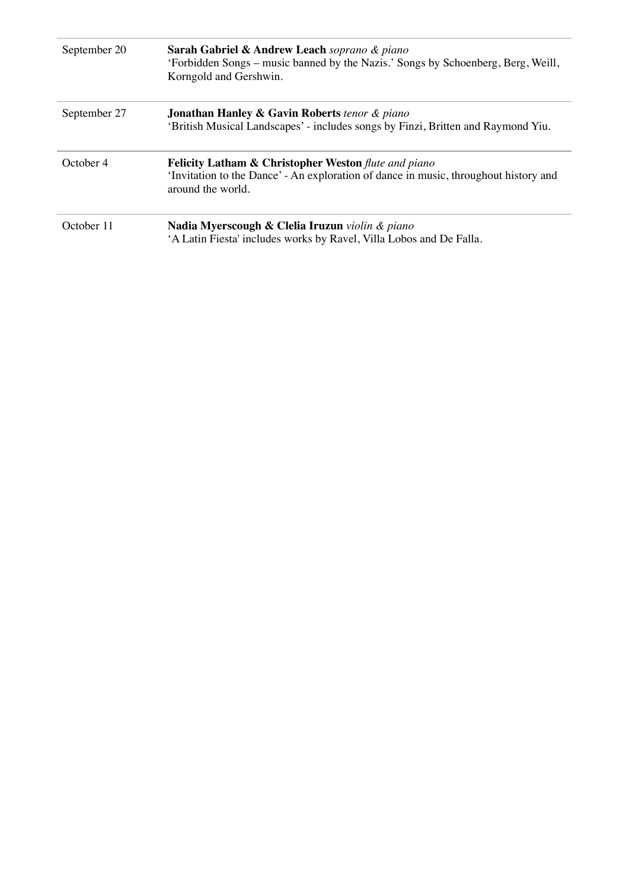| | |
|---|---|
| September 20 | **Sarah Gabriel & Andrew Leach** *soprano & piano*<br>'Forbidden Songs – music banned by the Nazis.' Songs by Schoenberg, Berg, Weill, Korngold and Gershwin. |
| September 27 | **Jonathan Hanley & Gavin Roberts** *tenor & piano*<br>'British Musical Landscapes' - includes songs by Finzi, Britten and Raymond Yiu. |
| October 4 | **Felicity Latham & Christopher Weston** *flute and piano*<br>'Invitation to the Dance' - An exploration of dance in music, throughout history and around the world. |
| October 11 | **Nadia Myerscough & Clelia Iruzun** *violin & piano*<br>'A Latin Fiesta' includes works by Ravel, Villa Lobos and De Falla. |